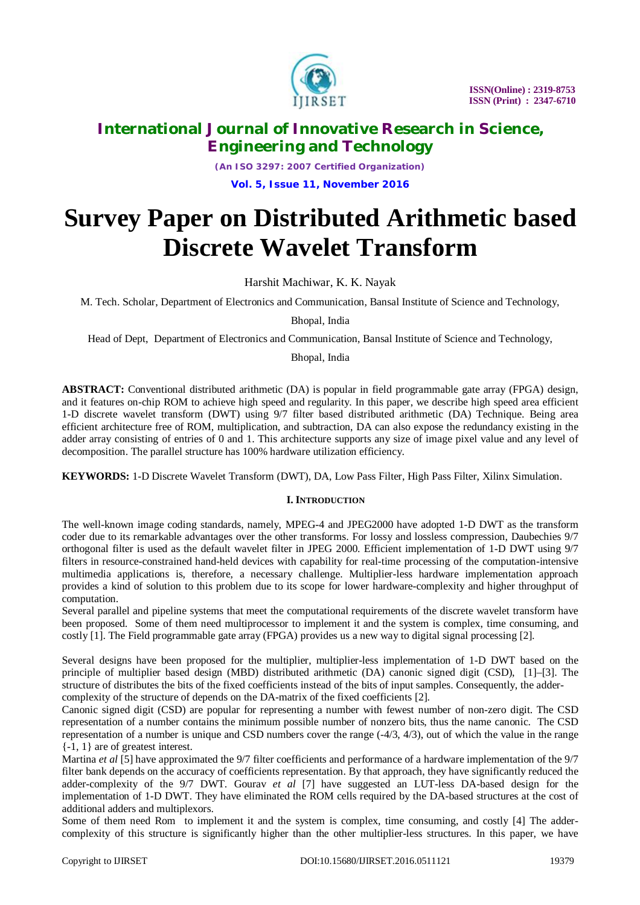# Survey Paper on Distributed Arithmetic based Discrete Wavelet Transform

Harshit Machiwar, K. K. Nayak

M. Tech. Scholar, Department of Electronics and Communication, Bansal Institute of Science and Technology, Bhopal, India

Head of Dept, Department of Electronics and Communication, Bansal Institute of Science and Technology, Bhopal, India

**ABSTRACT:** Conventional distributed arithmetic (DA) is popular in field programmable gate array (FPGA) design, and it features on-chip ROM to achieve high speed and regularity. In this paper, we describe high speed area efficient 1-D discrete wavelet transform (DWT) using 9/7 filter based distributed arithmetic (DA) Technique. Being area efficient architecture free of ROM, multiplication, and subtraction, DA can also expose the redundancy existing in the adder array consisting of entries of 0 and 1. This architecture supports any size of image pixel value and any level of decomposition. The parallel structure has 100% hardware utilization efficiency.

**KEYWORDS:** 1-D Discrete Wavelet Transform (DWT), DA, Low Pass Filter, High Pass Filter, Xilinx Simulation.

## I. Introduction

The well-known image coding standards, namely, MPEG-4 and JPEG2000 have adopted 1-D DWT as the transform coder due to its remarkable advantages over the other transforms. For lossy and lossless compression, Daubechies 9/7 orthogonal filter is used as the default wavelet filter in JPEG 2000. Efficient implementation of 1-D DWT using 9/7 filters in resource-constrained hand-held devices with capability for real-time processing of the computation-intensive multimedia applications is, therefore, a necessary challenge. Multiplier-less hardware implementation approach provides a kind of solution to this problem due to its scope for lower hardware-complexity and higher throughput of computation.

Several parallel and pipeline systems that meet the computational requirements of the discrete wavelet transform have been proposed. Some of them need multiprocessor to implement it and the system is complex, time consuming, and costly [1]. The Field programmable gate array (FPGA) provides us a new way to digital signal processing [2].

Several designs have been proposed for the multiplier, multiplier-less implementation of 1-D DWT based on the principle of multiplier based design (MBD) distributed arithmetic (DA) canonic signed digit (CSD), [1]–[3]. The structure of distributes the bits of the fixed coefficients instead of the bits of input samples. Consequently, the adder-complexity of the structure of depends on the DA-matrix of the fixed coefficients [2].

Canonic signed digit (CSD) are popular for representing a number with fewest number of non-zero digit. The CSD representation of a number contains the minimum possible number of nonzero bits, thus the name canonic. The CSD representation of a number is unique and CSD numbers cover the range (-4/3, 4/3), out of which the value in the range {-1, 1} are of greatest interest.

Martina *et al* [5] have approximated the 9/7 filter coefficients and performance of a hardware implementation of the 9/7 filter bank depends on the accuracy of coefficients representation. By that approach, they have significantly reduced the adder-complexity of the 9/7 DWT. Gourav *et al* [7] have suggested an LUT-less DA-based design for the implementation of 1-D DWT. They have eliminated the ROM cells required by the DA-based structures at the cost of additional adders and multiplexors.

Some of them need Rom to implement it and the system is complex, time consuming, and costly [4] The adder-complexity of this structure is significantly higher than the other multiplier-less structures. In this paper, we have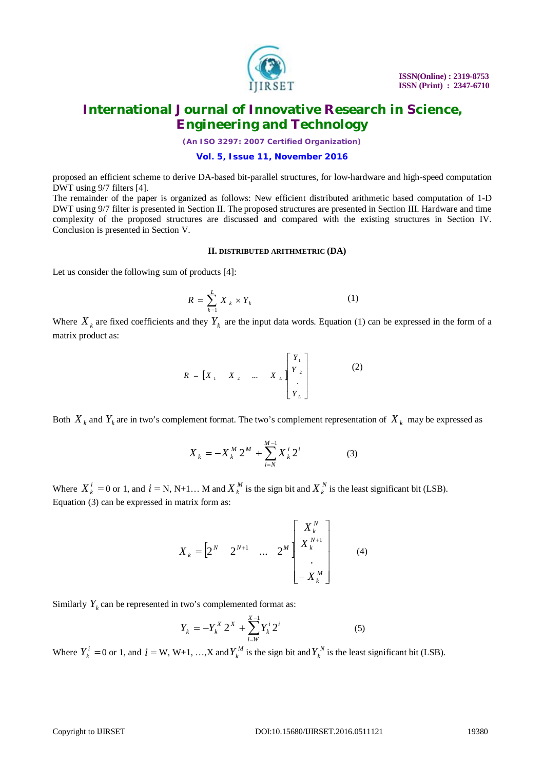proposed an efficient scheme to derive DA-based bit-parallel structures, for low-hardware and high-speed computation DWT using 9/7 filters [4].
The remainder of the paper is organized as follows: New efficient distributed arithmetic based computation of 1-D DWT using 9/7 filter is presented in Section II. The proposed structures are presented in Section III. Hardware and time complexity of the proposed structures are discussed and compared with the existing structures in Section IV. Conclusion is presented in Section V.

## II. DISTRIBUTED ARITHMETRIC (DA)

Let us consider the following sum of products [4]:

$$R = \sum_{k=1}^{L} X_k \times Y_k \qquad (1)$$

Where $X_k$ are fixed coefficients and they $Y_k$ are the input data words. Equation (1) can be expressed in the form of a matrix product as:

$$R = \begin{bmatrix} X_1 & X_2 & \ldots & X_L \end{bmatrix} \begin{bmatrix} Y_1 \\ Y_2 \\ . \\ Y_L \end{bmatrix} \qquad (2)$$

Both $X_k$ and $Y_k$ are in two's complement format. The two's complement representation of $X_k$ may be expressed as

$$X_k = -X_k^M 2^M + \sum_{i=N}^{M-1} X_k^i 2^i \qquad (3)$$

Where $X_k^i = 0$ or 1, and $i =$ N, N+1… M and $X_k^M$ is the sign bit and $X_k^N$ is the least significant bit (LSB).
Equation (3) can be expressed in matrix form as:

$$X_k = \begin{bmatrix} 2^N & 2^{N+1} & \ldots & 2^M \end{bmatrix} \begin{bmatrix} X_k^N \\ X_k^{N+1} \\ . \\ -X_k^M \end{bmatrix} \qquad (4)$$

Similarly $Y_k$ can be represented in two's complemented format as:

$$Y_k = -Y_k^X 2^X + \sum_{i=W}^{X-1} Y_k^i 2^i \qquad (5)$$

Where $Y_k^i = 0$ or 1, and $i =$ W, W+1, …,X and $Y_k^M$ is the sign bit and $Y_k^N$ is the least significant bit (LSB).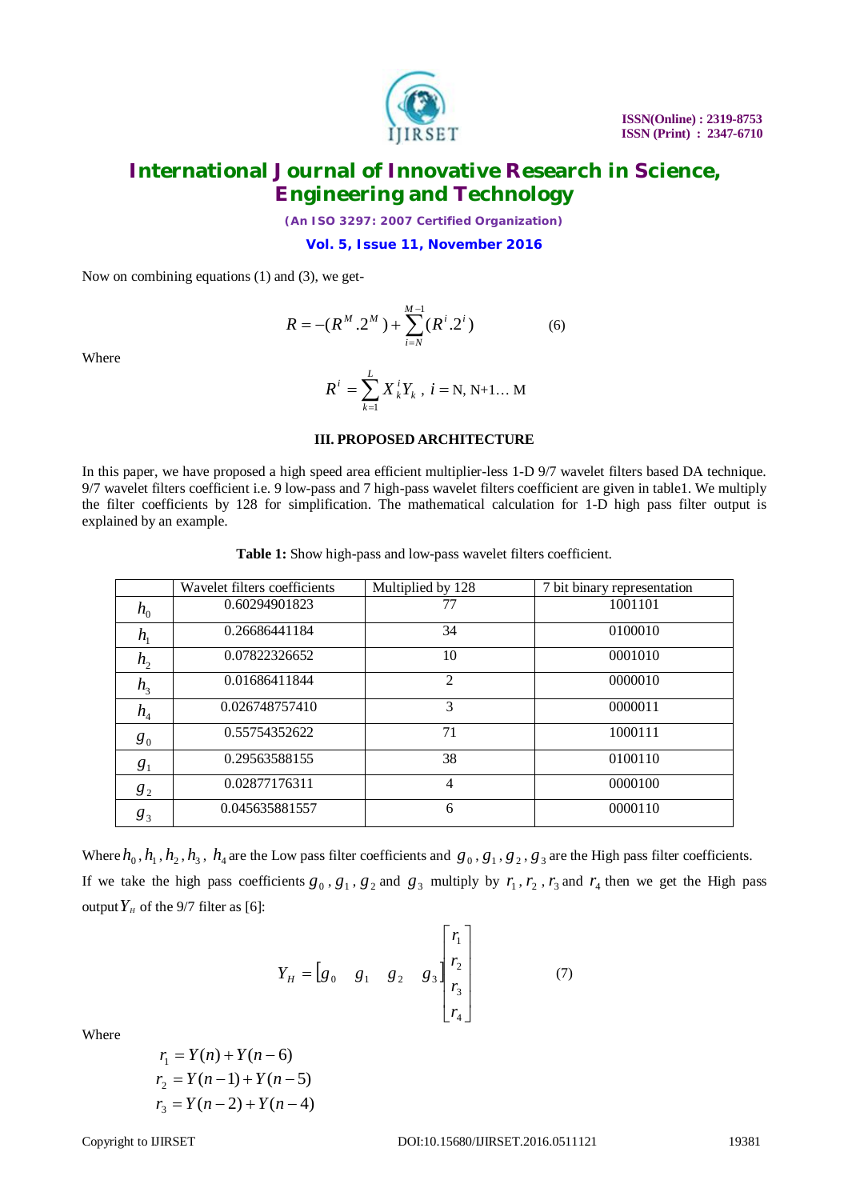Now on combining equations (1) and (3), we get-

$$R = -(R^{M}.2^{M}) + \sum_{i=N}^{M-1}(R^{i}.2^{i}) \qquad (6)$$

Where

$$R^{i} = \sum_{k=1}^{L} X_{k}^{i} Y_{k}\,,\ i = \text{N, N+1... M}$$

### III. PROPOSED ARCHITECTURE

In this paper, we have proposed a high speed area efficient multiplier-less 1-D 9/7 wavelet filters based DA technique. 9/7 wavelet filters coefficient i.e. 9 low-pass and 7 high-pass wavelet filters coefficient are given in table1. We multiply the filter coefficients by 128 for simplification. The mathematical calculation for 1-D high pass filter output is explained by an example.

**Table 1:** Show high-pass and low-pass wavelet filters coefficient.

| | Wavelet filters coefficients | Multiplied by 128 | 7 bit binary representation |
|---|---|---|---|
| $h_0$ | 0.60294901823 | 77 | 1001101 |
| $h_1$ | 0.26686441184 | 34 | 0100010 |
| $h_2$ | 0.07822326652 | 10 | 0001010 |
| $h_3$ | 0.01686411844 | 2 | 0000010 |
| $h_4$ | 0.026748757410 | 3 | 0000011 |
| $g_0$ | 0.55754352622 | 71 | 1000111 |
| $g_1$ | 0.29563588155 | 38 | 0100110 |
| $g_2$ | 0.02877176311 | 4 | 0000100 |
| $g_3$ | 0.045635881557 | 6 | 0000110 |

Where $h_0, h_1, h_2, h_3,\ h_4$ are the Low pass filter coefficients and $g_0, g_1, g_2, g_3$ are the High pass filter coefficients.

If we take the high pass coefficients $g_0, g_1, g_2$ and $g_3$ multiply by $r_1, r_2, r_3$ and $r_4$ then we get the High pass output $Y_H$ of the 9/7 filter as [6]:

$$Y_H = \begin{bmatrix} g_0 & g_1 & g_2 & g_3 \end{bmatrix} \begin{bmatrix} r_1 \\ r_2 \\ r_3 \\ r_4 \end{bmatrix} \qquad (7)$$

Where

$$r_1 = Y(n) + Y(n-6)$$
$$r_2 = Y(n-1) + Y(n-5)$$
$$r_3 = Y(n-2) + Y(n-4)$$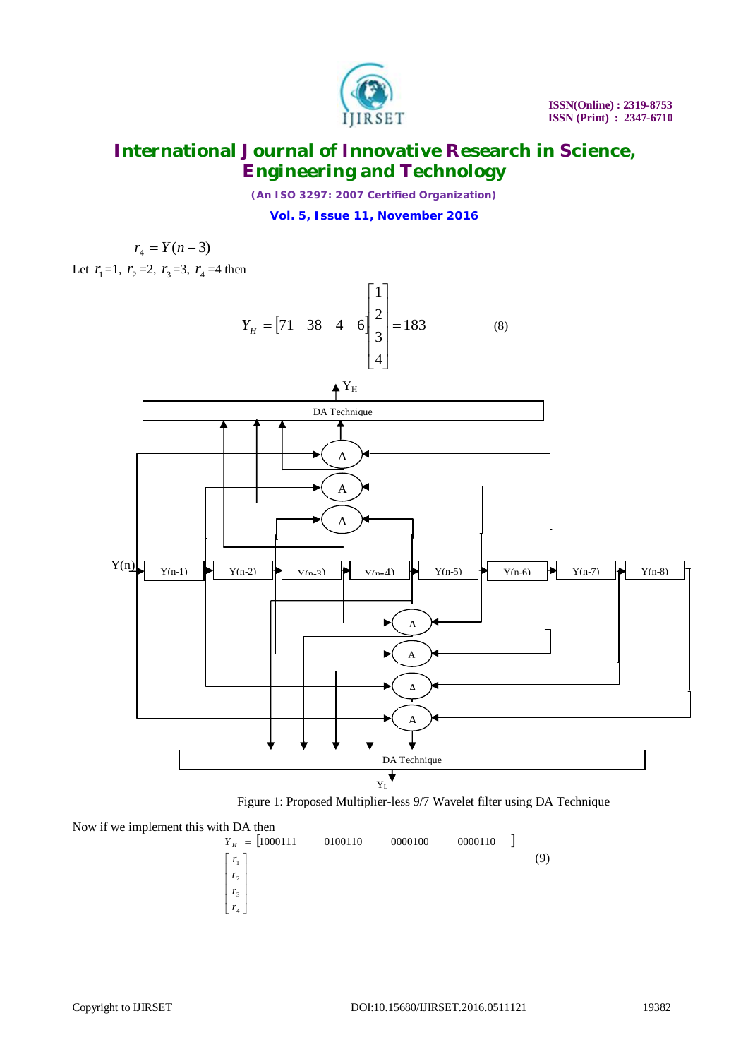$$r_4 = Y(n-3)$$

Let $r_1$=1, $r_2$=2, $r_3$=3, $r_4$=4 then

$$Y_H = \begin{bmatrix} 71 & 38 & 4 & 6 \end{bmatrix} \begin{bmatrix} 1 \\ 2 \\ 3 \\ 4 \end{bmatrix} = 183 \qquad (8)$$

Figure 1: Proposed Multiplier-less 9/7 Wavelet filter using DA Technique

Now if we implement this with DA then

$$Y_H = \begin{bmatrix} 1000111 & 0100110 & 0000100 & 0000110 \end{bmatrix} \begin{bmatrix} r_1 \\ r_2 \\ r_3 \\ r_4 \end{bmatrix} \qquad (9)$$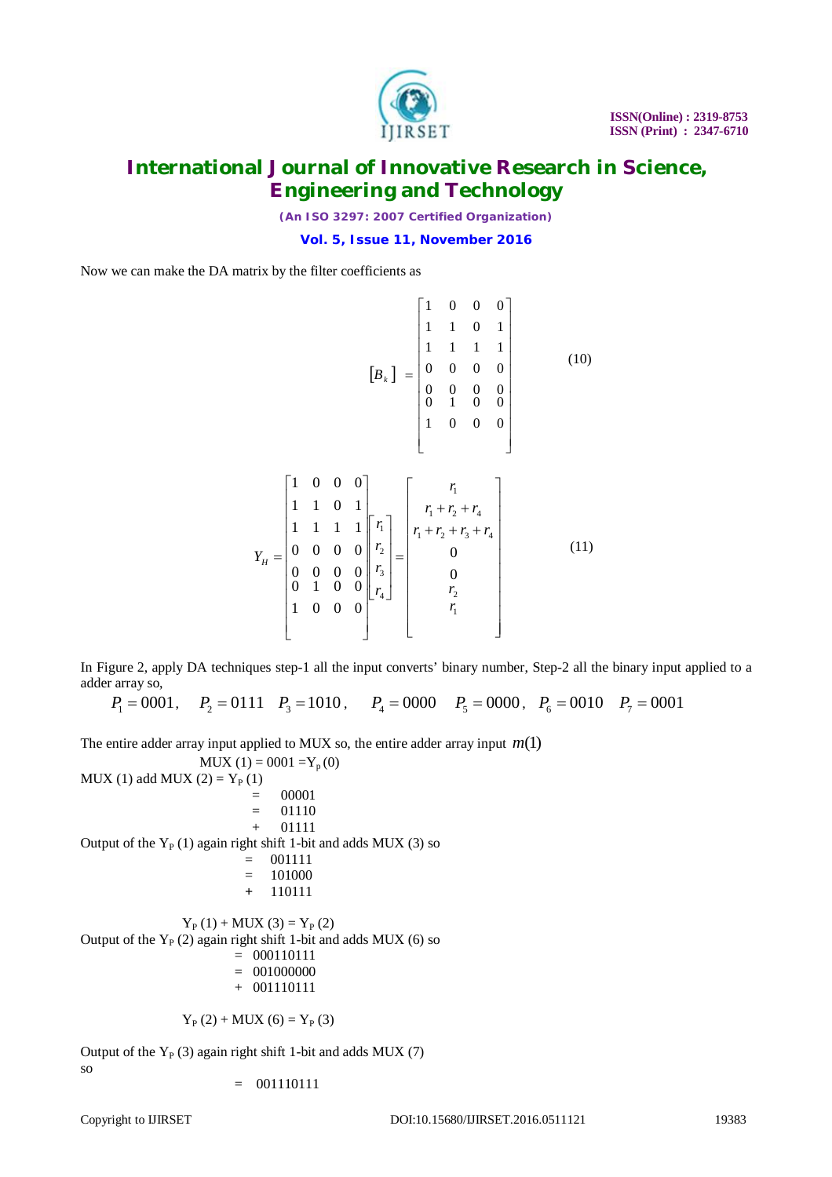Now we can make the DA matrix by the filter coefficients as

$$[B_k] = \begin{bmatrix} 1 & 0 & 0 & 0 \\ 1 & 1 & 0 & 1 \\ 1 & 1 & 1 & 1 \\ 0 & 0 & 0 & 0 \\ 0 & 0 & 0 & 0 \\ 0 & 1 & 0 & 0 \\ 1 & 0 & 0 & 0 \end{bmatrix} \tag{10}$$

$$Y_H = \begin{bmatrix} 1 & 0 & 0 & 0 \\ 1 & 1 & 0 & 1 \\ 1 & 1 & 1 & 1 \\ 0 & 0 & 0 & 0 \\ 0 & 0 & 0 & 0 \\ 0 & 1 & 0 & 0 \\ 1 & 0 & 0 & 0 \end{bmatrix} \begin{bmatrix} r_1 \\ r_2 \\ r_3 \\ r_4 \end{bmatrix} = \begin{bmatrix} r_1 \\ r_1 + r_2 + r_4 \\ r_1 + r_2 + r_3 + r_4 \\ 0 \\ 0 \\ r_2 \\ r_1 \end{bmatrix} \tag{11}$$

In Figure 2, apply DA techniques step-1 all the input converts' binary number, Step-2 all the binary input applied to a adder array so,

$$P_1 = 0001, \quad P_2 = 0111 \quad P_3 = 1010, \quad P_4 = 0000 \quad P_5 = 0000, \quad P_6 = 0010 \quad P_7 = 0001$$

The entire adder array input applied to MUX so, the entire adder array input $m(1)$

MUX (1) = 0001 = $Y_p(0)$

MUX (1) add MUX (2) = $Y_P$ (1)

= 00001

= 01110

+ 01111

Output of the $Y_P$ (1) again right shift 1-bit and adds MUX (3) so

= 001111

= 101000

+ 110111

$Y_P$ (1) + MUX (3) = $Y_P$ (2)

Output of the $Y_P$ (2) again right shift 1-bit and adds MUX (6) so

= 000110111

= 001000000

+ 001110111

$Y_P$ (2) + MUX (6) = $Y_P$ (3)

Output of the $Y_P$ (3) again right shift 1-bit and adds MUX (7) so

= 001110111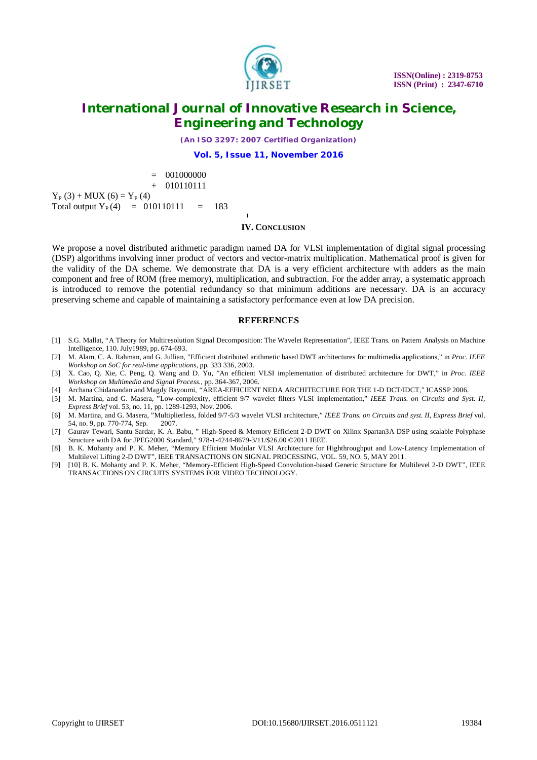$$= \quad 001000000$$
$$+ \quad 010110111$$

$Y_P(3) + MUX(6) = Y_P(4)$

Total output $Y_P(4) \quad = \quad 010110111 \quad = \quad 183$

## IV. CONCLUSION

We propose a novel distributed arithmetic paradigm named DA for VLSI implementation of digital signal processing (DSP) algorithms involving inner product of vectors and vector-matrix multiplication. Mathematical proof is given for the validity of the DA scheme. We demonstrate that DA is a very efficient architecture with adders as the main component and free of ROM (free memory), multiplication, and subtraction. For the adder array, a systematic approach is introduced to remove the potential redundancy so that minimum additions are necessary. DA is an accuracy preserving scheme and capable of maintaining a satisfactory performance even at low DA precision.

## REFERENCES

[1] S.G. Mallat, "A Theory for Multiresolution Signal Decomposition: The Wavelet Representation", IEEE Trans. on Pattern Analysis on Machine Intelligence, 110. July1989, pp. 674-693.

[2] M. Alam, C. A. Rahman, and G. Jullian, "Efficient distributed arithmetic based DWT architectures for multimedia applications," in *Proc. IEEE Workshop on SoC for real-time applications*, pp. 333 336, 2003.

[3] X. Cao, Q. Xie, C. Peng, Q. Wang and D. Yu, "An efficient VLSI implementation of distributed architecture for DWT," in *Proc. IEEE Workshop on Multimedia and Signal Process.*, pp. 364-367, 2006.

[4] Archana Chidanandan and Magdy Bayoumi, "AREA-EFFICIENT NEDA ARCHITECTURE FOR THE 1-D DCT/IDCT," ICASSP 2006.

[5] M. Martina, and G. Masera, "Low-complexity, efficient 9/7 wavelet filters VLSI implementation," *IEEE Trans. on Circuits and Syst. II, Express Brief* vol. 53, no. 11, pp. 1289-1293, Nov. 2006.

[6] M. Martina, and G. Masera, "Multiplierless, folded 9/7-5/3 wavelet VLSI architecture," *IEEE Trans. on Circuits and syst. II, Express Brief* vol. 54, no. 9, pp. 770-774, Sep. 2007.

[7] Gaurav Tewari, Santu Sardar, K. A. Babu, " High-Speed & Memory Efficient 2-D DWT on Xilinx Spartan3A DSP using scalable Polyphase Structure with DA for JPEG2000 Standard," 978-1-4244-8679-3/11/$26.00 ©2011 IEEE.

[8] B. K. Mohanty and P. K. Meher, "Memory Efficient Modular VLSI Architecture for Highthroughput and Low-Latency Implementation of Multilevel Lifting 2-D DWT", IEEE TRANSACTIONS ON SIGNAL PROCESSING, VOL. 59, NO. 5, MAY 2011.

[9] [10] B. K. Mohanty and P. K. Meher, "Memory-Efficient High-Speed Convolution-based Generic Structure for Multilevel 2-D DWT", IEEE TRANSACTIONS ON CIRCUITS SYSTEMS FOR VIDEO TECHNOLOGY.